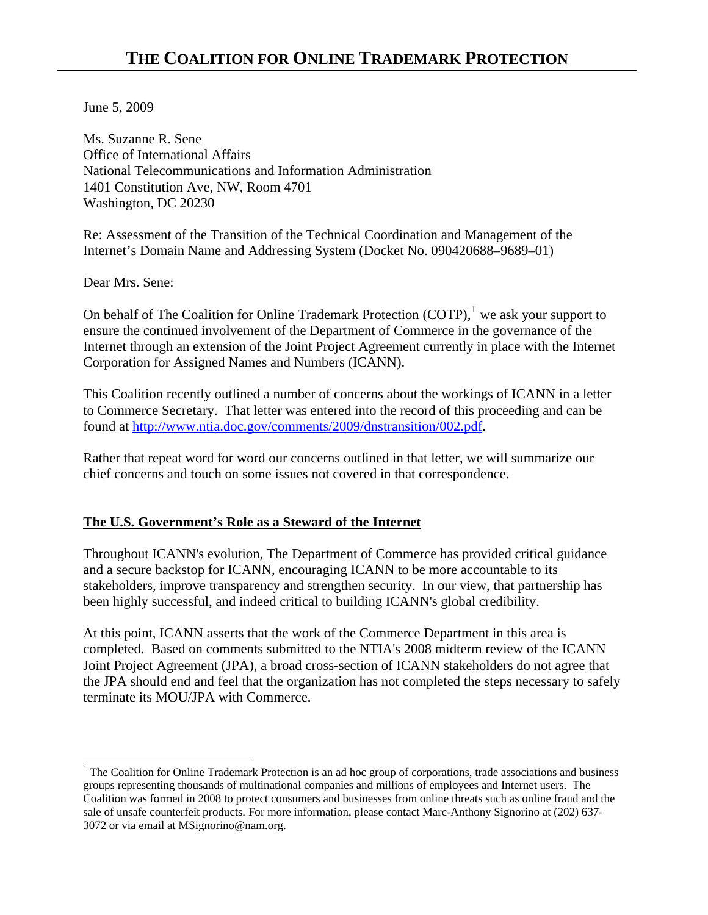# THE COALITION FOR ONLINE TRADEMARK PROTECTION

June 5, 2009

Ms. Suzanne R. Sene
Office of International Affairs
National Telecommunications and Information Administration
1401 Constitution Ave, NW, Room 4701
Washington, DC 20230

Re: Assessment of the Transition of the Technical Coordination and Management of the Internet's Domain Name and Addressing System (Docket No. 090420688–9689–01)

Dear Mrs. Sene:

On behalf of The Coalition for Online Trademark Protection (COTP),[1] we ask your support to ensure the continued involvement of the Department of Commerce in the governance of the Internet through an extension of the Joint Project Agreement currently in place with the Internet Corporation for Assigned Names and Numbers (ICANN).

This Coalition recently outlined a number of concerns about the workings of ICANN in a letter to Commerce Secretary. That letter was entered into the record of this proceeding and can be found at http://www.ntia.doc.gov/comments/2009/dnstransition/002.pdf.

Rather that repeat word for word our concerns outlined in that letter, we will summarize our chief concerns and touch on some issues not covered in that correspondence.

## The U.S. Government's Role as a Steward of the Internet

Throughout ICANN's evolution, The Department of Commerce has provided critical guidance and a secure backstop for ICANN, encouraging ICANN to be more accountable to its stakeholders, improve transparency and strengthen security. In our view, that partnership has been highly successful, and indeed critical to building ICANN's global credibility.

At this point, ICANN asserts that the work of the Commerce Department in this area is completed. Based on comments submitted to the NTIA's 2008 midterm review of the ICANN Joint Project Agreement (JPA), a broad cross-section of ICANN stakeholders do not agree that the JPA should end and feel that the organization has not completed the steps necessary to safely terminate its MOU/JPA with Commerce.

[1] The Coalition for Online Trademark Protection is an ad hoc group of corporations, trade associations and business groups representing thousands of multinational companies and millions of employees and Internet users. The Coalition was formed in 2008 to protect consumers and businesses from online threats such as online fraud and the sale of unsafe counterfeit products. For more information, please contact Marc-Anthony Signorino at (202) 637-3072 or via email at MSignorino@nam.org.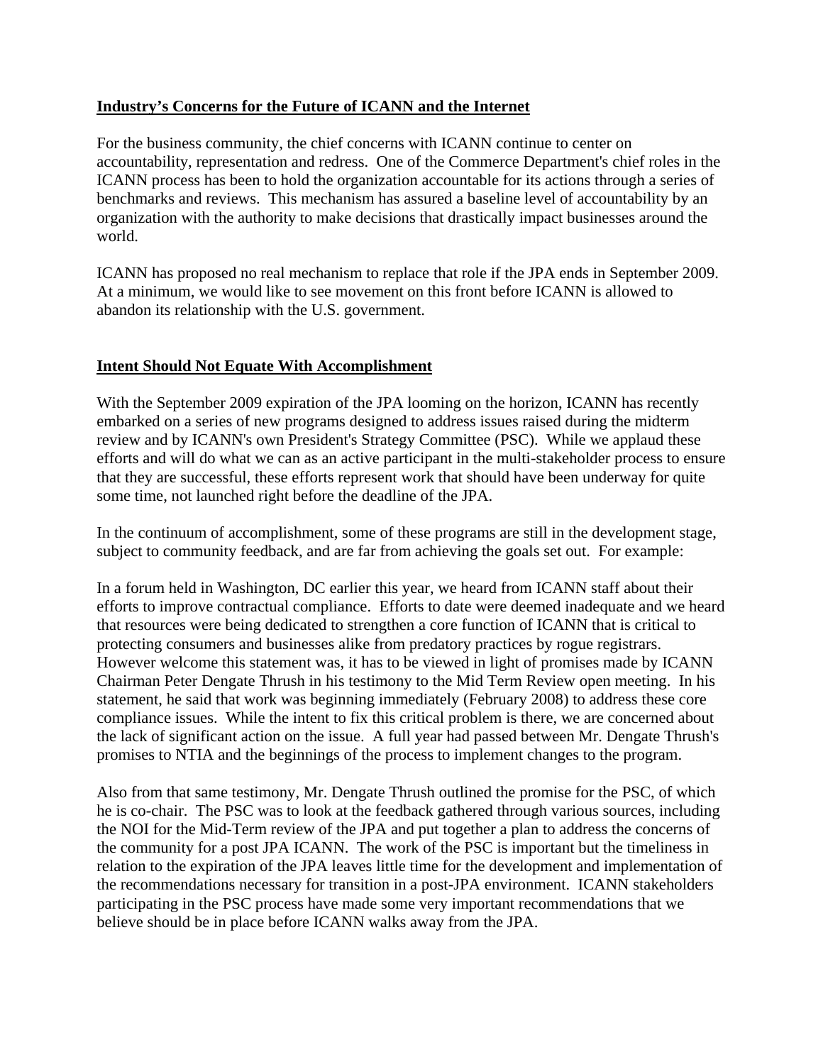## **Industry's Concerns for the Future of ICANN and the Internet**

For the business community, the chief concerns with ICANN continue to center on accountability, representation and redress. One of the Commerce Department's chief roles in the ICANN process has been to hold the organization accountable for its actions through a series of benchmarks and reviews. This mechanism has assured a baseline level of accountability by an organization with the authority to make decisions that drastically impact businesses around the world.

ICANN has proposed no real mechanism to replace that role if the JPA ends in September 2009. At a minimum, we would like to see movement on this front before ICANN is allowed to abandon its relationship with the U.S. government.

## **Intent Should Not Equate With Accomplishment**

With the September 2009 expiration of the JPA looming on the horizon, ICANN has recently embarked on a series of new programs designed to address issues raised during the midterm review and by ICANN's own President's Strategy Committee (PSC). While we applaud these efforts and will do what we can as an active participant in the multi-stakeholder process to ensure that they are successful, these efforts represent work that should have been underway for quite some time, not launched right before the deadline of the JPA.

In the continuum of accomplishment, some of these programs are still in the development stage, subject to community feedback, and are far from achieving the goals set out. For example:

In a forum held in Washington, DC earlier this year, we heard from ICANN staff about their efforts to improve contractual compliance. Efforts to date were deemed inadequate and we heard that resources were being dedicated to strengthen a core function of ICANN that is critical to protecting consumers and businesses alike from predatory practices by rogue registrars. However welcome this statement was, it has to be viewed in light of promises made by ICANN Chairman Peter Dengate Thrush in his testimony to the Mid Term Review open meeting. In his statement, he said that work was beginning immediately (February 2008) to address these core compliance issues. While the intent to fix this critical problem is there, we are concerned about the lack of significant action on the issue. A full year had passed between Mr. Dengate Thrush's promises to NTIA and the beginnings of the process to implement changes to the program.

Also from that same testimony, Mr. Dengate Thrush outlined the promise for the PSC, of which he is co-chair. The PSC was to look at the feedback gathered through various sources, including the NOI for the Mid-Term review of the JPA and put together a plan to address the concerns of the community for a post JPA ICANN. The work of the PSC is important but the timeliness in relation to the expiration of the JPA leaves little time for the development and implementation of the recommendations necessary for transition in a post-JPA environment. ICANN stakeholders participating in the PSC process have made some very important recommendations that we believe should be in place before ICANN walks away from the JPA.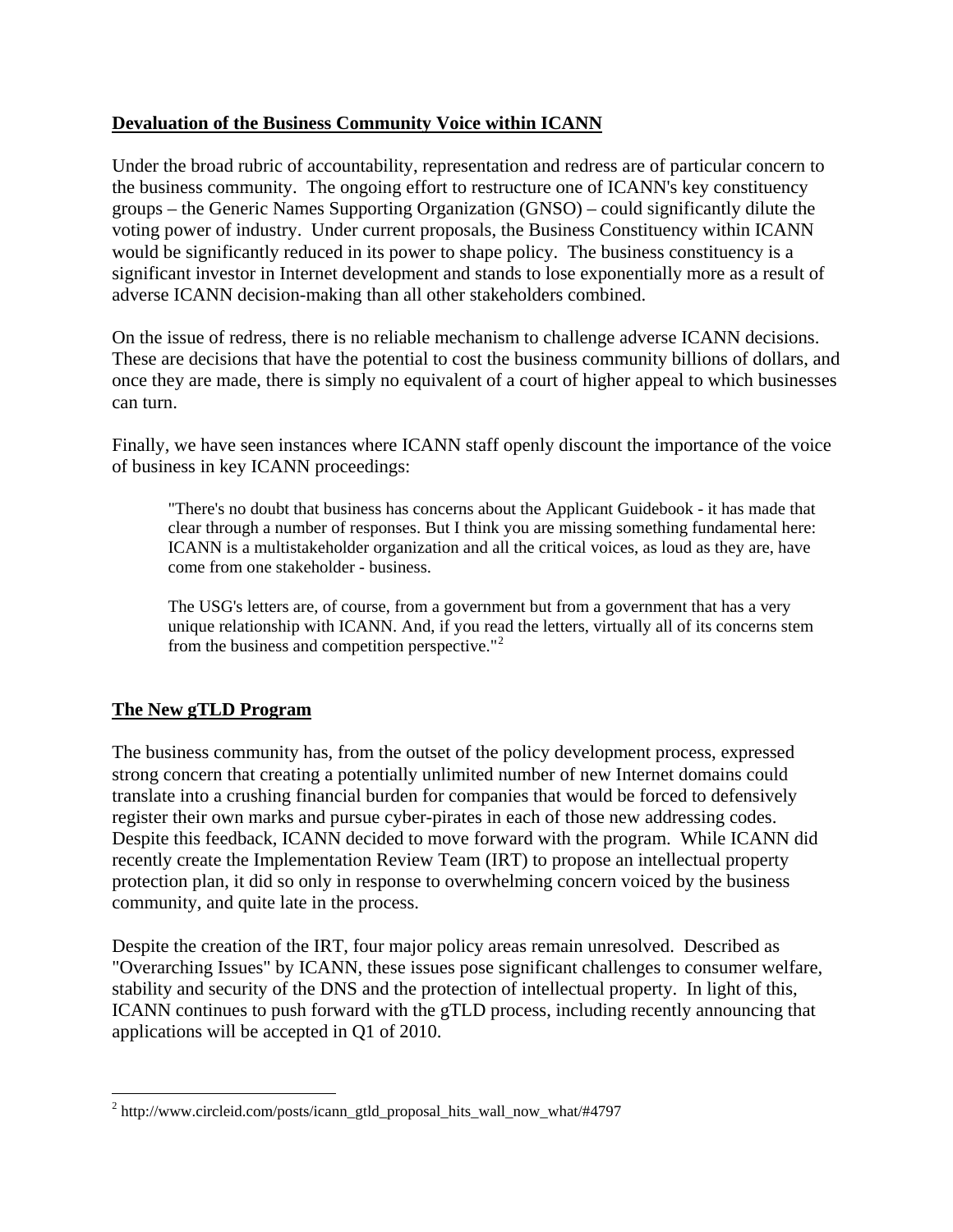## Devaluation of the Business Community Voice within ICANN

Under the broad rubric of accountability, representation and redress are of particular concern to the business community. The ongoing effort to restructure one of ICANN's key constituency groups – the Generic Names Supporting Organization (GNSO) – could significantly dilute the voting power of industry. Under current proposals, the Business Constituency within ICANN would be significantly reduced in its power to shape policy. The business constituency is a significant investor in Internet development and stands to lose exponentially more as a result of adverse ICANN decision-making than all other stakeholders combined.

On the issue of redress, there is no reliable mechanism to challenge adverse ICANN decisions. These are decisions that have the potential to cost the business community billions of dollars, and once they are made, there is simply no equivalent of a court of higher appeal to which businesses can turn.

Finally, we have seen instances where ICANN staff openly discount the importance of the voice of business in key ICANN proceedings:

> "There's no doubt that business has concerns about the Applicant Guidebook - it has made that clear through a number of responses. But I think you are missing something fundamental here: ICANN is a multistakeholder organization and all the critical voices, as loud as they are, have come from one stakeholder - business.
>
> The USG's letters are, of course, from a government but from a government that has a very unique relationship with ICANN. And, if you read the letters, virtually all of its concerns stem from the business and competition perspective."[2]

## The New gTLD Program

The business community has, from the outset of the policy development process, expressed strong concern that creating a potentially unlimited number of new Internet domains could translate into a crushing financial burden for companies that would be forced to defensively register their own marks and pursue cyber-pirates in each of those new addressing codes. Despite this feedback, ICANN decided to move forward with the program. While ICANN did recently create the Implementation Review Team (IRT) to propose an intellectual property protection plan, it did so only in response to overwhelming concern voiced by the business community, and quite late in the process.

Despite the creation of the IRT, four major policy areas remain unresolved. Described as "Overarching Issues" by ICANN, these issues pose significant challenges to consumer welfare, stability and security of the DNS and the protection of intellectual property. In light of this, ICANN continues to push forward with the gTLD process, including recently announcing that applications will be accepted in Q1 of 2010.

---

[2] http://www.circleid.com/posts/icann_gtld_proposal_hits_wall_now_what/#4797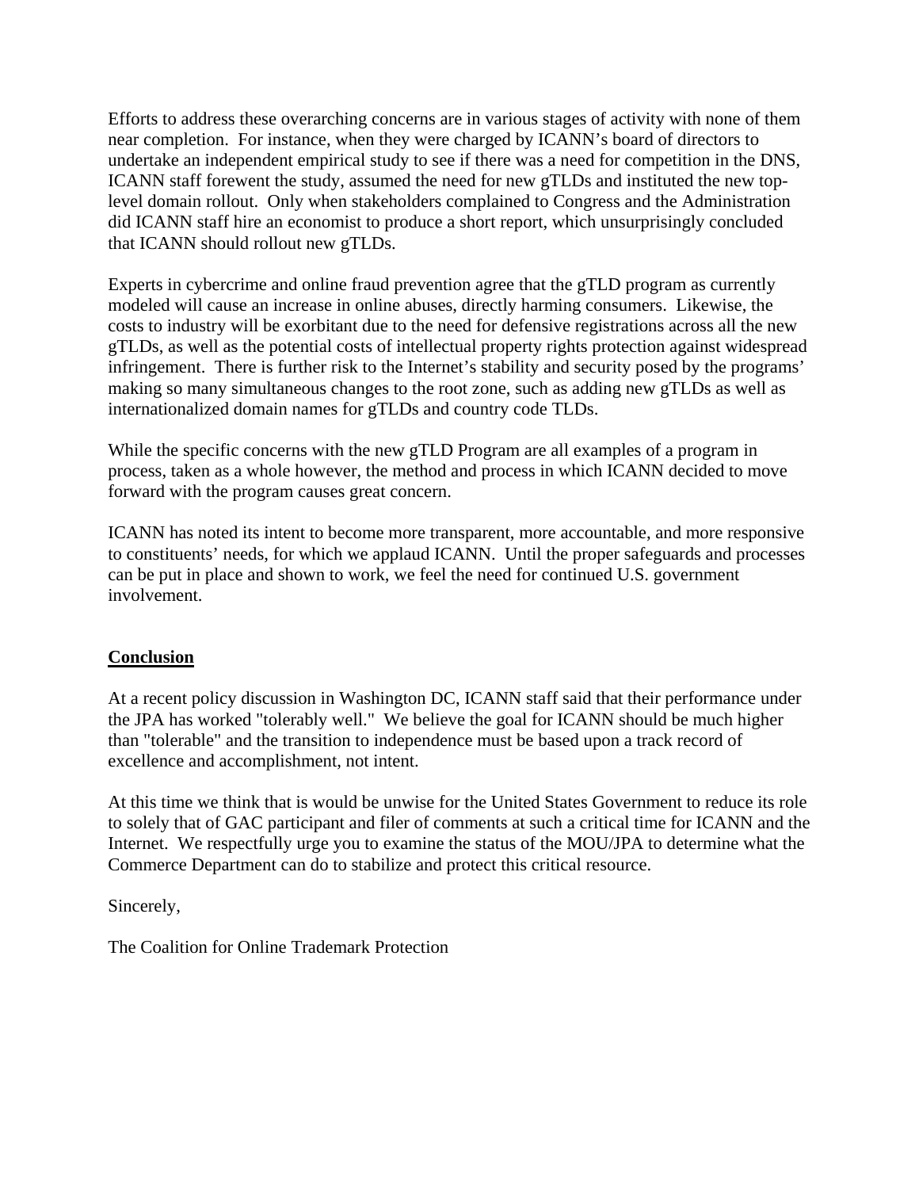Efforts to address these overarching concerns are in various stages of activity with none of them near completion. For instance, when they were charged by ICANN's board of directors to undertake an independent empirical study to see if there was a need for competition in the DNS, ICANN staff forewent the study, assumed the need for new gTLDs and instituted the new top-level domain rollout. Only when stakeholders complained to Congress and the Administration did ICANN staff hire an economist to produce a short report, which unsurprisingly concluded that ICANN should rollout new gTLDs.

Experts in cybercrime and online fraud prevention agree that the gTLD program as currently modeled will cause an increase in online abuses, directly harming consumers. Likewise, the costs to industry will be exorbitant due to the need for defensive registrations across all the new gTLDs, as well as the potential costs of intellectual property rights protection against widespread infringement. There is further risk to the Internet's stability and security posed by the programs' making so many simultaneous changes to the root zone, such as adding new gTLDs as well as internationalized domain names for gTLDs and country code TLDs.

While the specific concerns with the new gTLD Program are all examples of a program in process, taken as a whole however, the method and process in which ICANN decided to move forward with the program causes great concern.

ICANN has noted its intent to become more transparent, more accountable, and more responsive to constituents' needs, for which we applaud ICANN. Until the proper safeguards and processes can be put in place and shown to work, we feel the need for continued U.S. government involvement.

## Conclusion

At a recent policy discussion in Washington DC, ICANN staff said that their performance under the JPA has worked "tolerably well." We believe the goal for ICANN should be much higher than "tolerable" and the transition to independence must be based upon a track record of excellence and accomplishment, not intent.

At this time we think that is would be unwise for the United States Government to reduce its role to solely that of GAC participant and filer of comments at such a critical time for ICANN and the Internet. We respectfully urge you to examine the status of the MOU/JPA to determine what the Commerce Department can do to stabilize and protect this critical resource.

Sincerely,

The Coalition for Online Trademark Protection